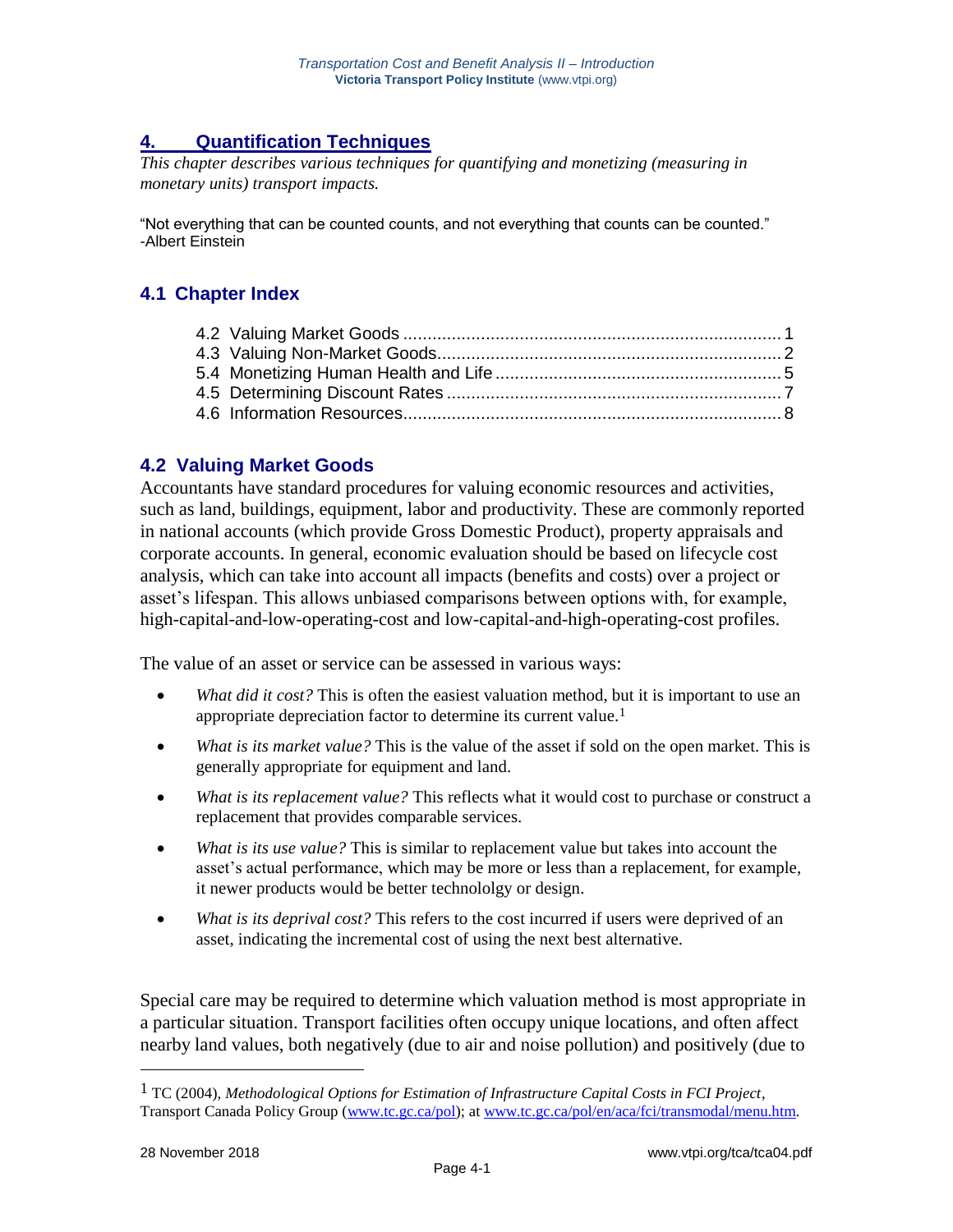## 4. Quantification Techniques

*This chapter describes various techniques for quantifying and monetizing (measuring in monetary units) transport impacts.*

"Not everything that can be counted counts, and not everything that counts can be counted."
-Albert Einstein

### 4.1 Chapter Index

4.2 Valuing Market Goods ........................................................................ 1
4.3 Valuing Non-Market Goods.................................................................. 2
5.4 Monetizing Human Health and Life ...................................................... 5
4.5 Determining Discount Rates ................................................................ 7
4.6 Information Resources......................................................................... 8

### 4.2 Valuing Market Goods

Accountants have standard procedures for valuing economic resources and activities, such as land, buildings, equipment, labor and productivity. These are commonly reported in national accounts (which provide Gross Domestic Product), property appraisals and corporate accounts. In general, economic evaluation should be based on lifecycle cost analysis, which can take into account all impacts (benefits and costs) over a project or asset's lifespan. This allows unbiased comparisons between options with, for example, high-capital-and-low-operating-cost and low-capital-and-high-operating-cost profiles.

The value of an asset or service can be assessed in various ways:

- *What did it cost?* This is often the easiest valuation method, but it is important to use an appropriate depreciation factor to determine its current value.[1]
- *What is its market value?* This is the value of the asset if sold on the open market. This is generally appropriate for equipment and land.
- *What is its replacement value?* This reflects what it would cost to purchase or construct a replacement that provides comparable services.
- *What is its use value?* This is similar to replacement value but takes into account the asset's actual performance, which may be more or less than a replacement, for example, it newer products would be better technololgy or design.
- *What is its deprival cost?* This refers to the cost incurred if users were deprived of an asset, indicating the incremental cost of using the next best alternative.

Special care may be required to determine which valuation method is most appropriate in a particular situation. Transport facilities often occupy unique locations, and often affect nearby land values, both negatively (due to air and noise pollution) and positively (due to

---

[1] TC (2004), *Methodological Options for Estimation of Infrastructure Capital Costs in FCI Project*, Transport Canada Policy Group (www.tc.gc.ca/pol); at www.tc.gc.ca/pol/en/aca/fci/transmodal/menu.htm.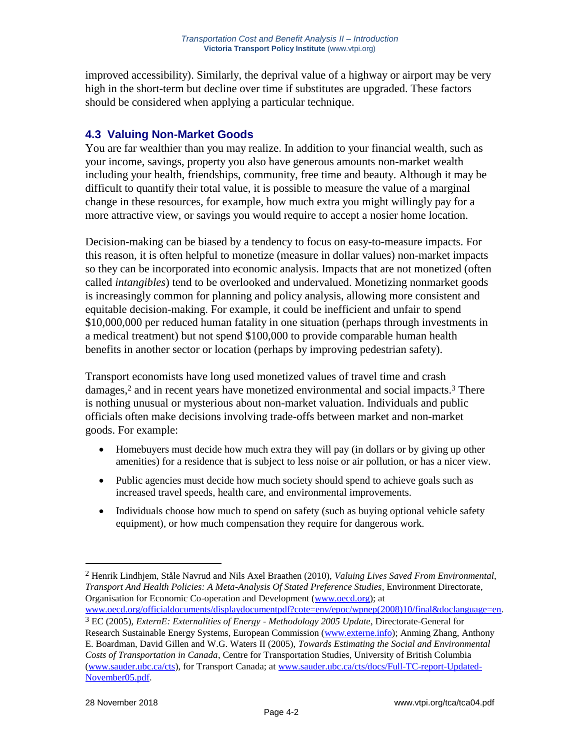improved accessibility). Similarly, the deprival value of a highway or airport may be very high in the short-term but decline over time if substitutes are upgraded. These factors should be considered when applying a particular technique.

## 4.3 Valuing Non-Market Goods

You are far wealthier than you may realize. In addition to your financial wealth, such as your income, savings, property you also have generous amounts non-market wealth including your health, friendships, community, free time and beauty. Although it may be difficult to quantify their total value, it is possible to measure the value of a marginal change in these resources, for example, how much extra you might willingly pay for a more attractive view, or savings you would require to accept a nosier home location.

Decision-making can be biased by a tendency to focus on easy-to-measure impacts. For this reason, it is often helpful to monetize (measure in dollar values) non-market impacts so they can be incorporated into economic analysis. Impacts that are not monetized (often called *intangibles*) tend to be overlooked and undervalued. Monetizing nonmarket goods is increasingly common for planning and policy analysis, allowing more consistent and equitable decision-making. For example, it could be inefficient and unfair to spend $10,000,000 per reduced human fatality in one situation (perhaps through investments in a medical treatment) but not spend $100,000 to provide comparable human health benefits in another sector or location (perhaps by improving pedestrian safety).

Transport economists have long used monetized values of travel time and crash damages,[2] and in recent years have monetized environmental and social impacts.[3] There is nothing unusual or mysterious about non-market valuation. Individuals and public officials often make decisions involving trade-offs between market and non-market goods. For example:

- Homebuyers must decide how much extra they will pay (in dollars or by giving up other amenities) for a residence that is subject to less noise or air pollution, or has a nicer view.
- Public agencies must decide how much society should spend to achieve goals such as increased travel speeds, health care, and environmental improvements.
- Individuals choose how much to spend on safety (such as buying optional vehicle safety equipment), or how much compensation they require for dangerous work.

---

[2] Henrik Lindhjem, Ståle Navrud and Nils Axel Braathen (2010), *Valuing Lives Saved From Environmental, Transport And Health Policies: A Meta-Analysis Of Stated Preference Studies*, Environment Directorate, Organisation for Economic Co-operation and Development (www.oecd.org); at www.oecd.org/officialdocuments/displaydocumentpdf?cote=env/epoc/wpnep(2008)10/final&doclanguage=en.

[3] EC (2005), *ExternE: Externalities of Energy - Methodology 2005 Update*, Directorate-General for Research Sustainable Energy Systems, European Commission (www.externe.info); Anming Zhang, Anthony E. Boardman, David Gillen and W.G. Waters II (2005), *Towards Estimating the Social and Environmental Costs of Transportation in Canada*, Centre for Transportation Studies, University of British Columbia (www.sauder.ubc.ca/cts), for Transport Canada; at www.sauder.ubc.ca/cts/docs/Full-TC-report-Updated-November05.pdf.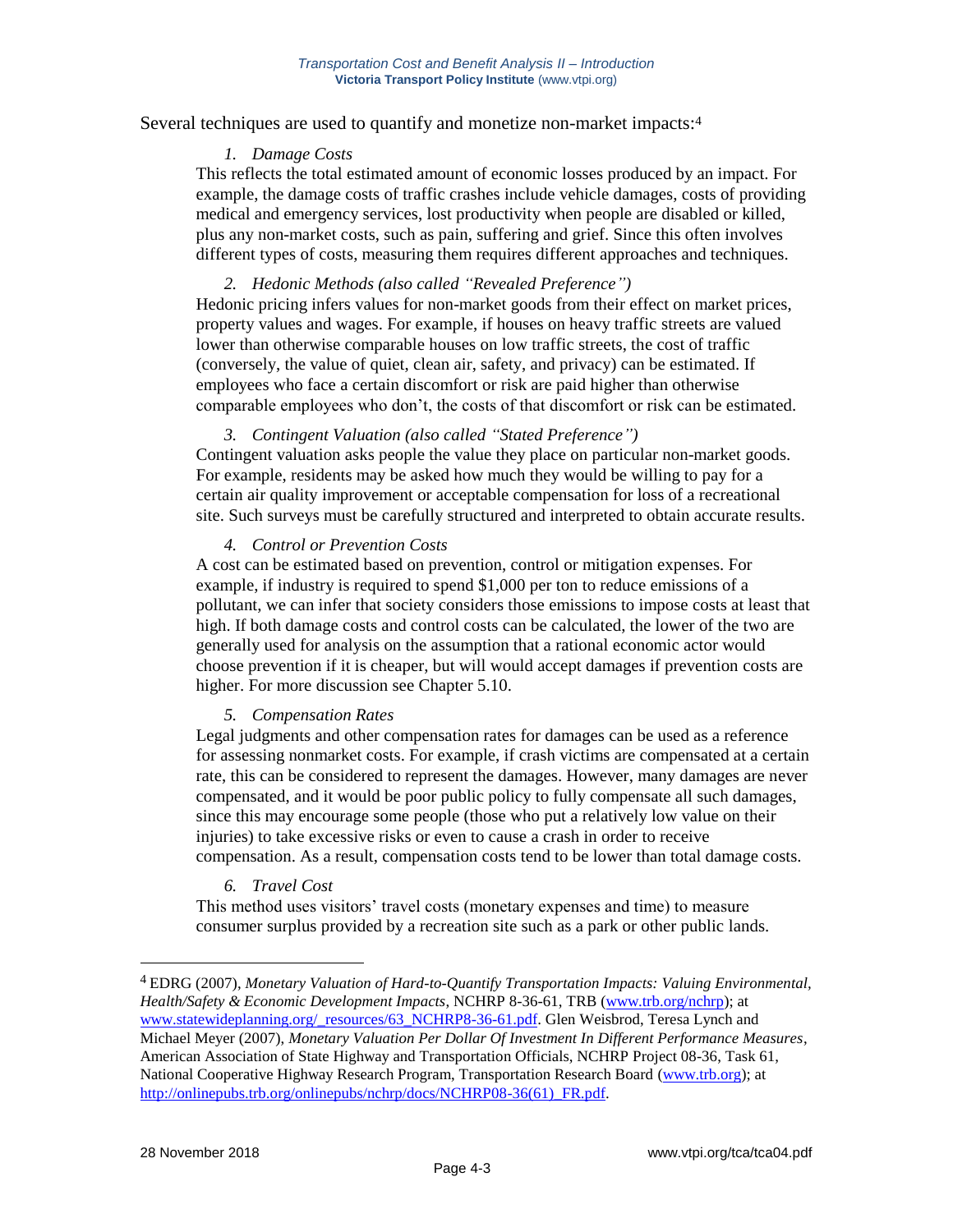Several techniques are used to quantify and monetize non-market impacts:[4]

1. *Damage Costs*

This reflects the total estimated amount of economic losses produced by an impact. For example, the damage costs of traffic crashes include vehicle damages, costs of providing medical and emergency services, lost productivity when people are disabled or killed, plus any non-market costs, such as pain, suffering and grief. Since this often involves different types of costs, measuring them requires different approaches and techniques.

2. *Hedonic Methods (also called "Revealed Preference")*

Hedonic pricing infers values for non-market goods from their effect on market prices, property values and wages. For example, if houses on heavy traffic streets are valued lower than otherwise comparable houses on low traffic streets, the cost of traffic (conversely, the value of quiet, clean air, safety, and privacy) can be estimated. If employees who face a certain discomfort or risk are paid higher than otherwise comparable employees who don't, the costs of that discomfort or risk can be estimated.

3. *Contingent Valuation (also called "Stated Preference")*

Contingent valuation asks people the value they place on particular non-market goods. For example, residents may be asked how much they would be willing to pay for a certain air quality improvement or acceptable compensation for loss of a recreational site. Such surveys must be carefully structured and interpreted to obtain accurate results.

4. *Control or Prevention Costs*

A cost can be estimated based on prevention, control or mitigation expenses. For example, if industry is required to spend $1,000 per ton to reduce emissions of a pollutant, we can infer that society considers those emissions to impose costs at least that high. If both damage costs and control costs can be calculated, the lower of the two are generally used for analysis on the assumption that a rational economic actor would choose prevention if it is cheaper, but will would accept damages if prevention costs are higher. For more discussion see Chapter 5.10.

5. *Compensation Rates*

Legal judgments and other compensation rates for damages can be used as a reference for assessing nonmarket costs. For example, if crash victims are compensated at a certain rate, this can be considered to represent the damages. However, many damages are never compensated, and it would be poor public policy to fully compensate all such damages, since this may encourage some people (those who put a relatively low value on their injuries) to take excessive risks or even to cause a crash in order to receive compensation. As a result, compensation costs tend to be lower than total damage costs.

6. *Travel Cost*

This method uses visitors' travel costs (monetary expenses and time) to measure consumer surplus provided by a recreation site such as a park or other public lands.

---

[4] EDRG (2007), *Monetary Valuation of Hard-to-Quantify Transportation Impacts: Valuing Environmental, Health/Safety & Economic Development Impacts*, NCHRP 8-36-61, TRB (www.trb.org/nchrp); at www.statewideplanning.org/_resources/63_NCHRP8-36-61.pdf. Glen Weisbrod, Teresa Lynch and Michael Meyer (2007), *Monetary Valuation Per Dollar Of Investment In Different Performance Measures*, American Association of State Highway and Transportation Officials, NCHRP Project 08-36, Task 61, National Cooperative Highway Research Program, Transportation Research Board (www.trb.org); at http://onlinepubs.trb.org/onlinepubs/nchrp/docs/NCHRP08-36(61)_FR.pdf.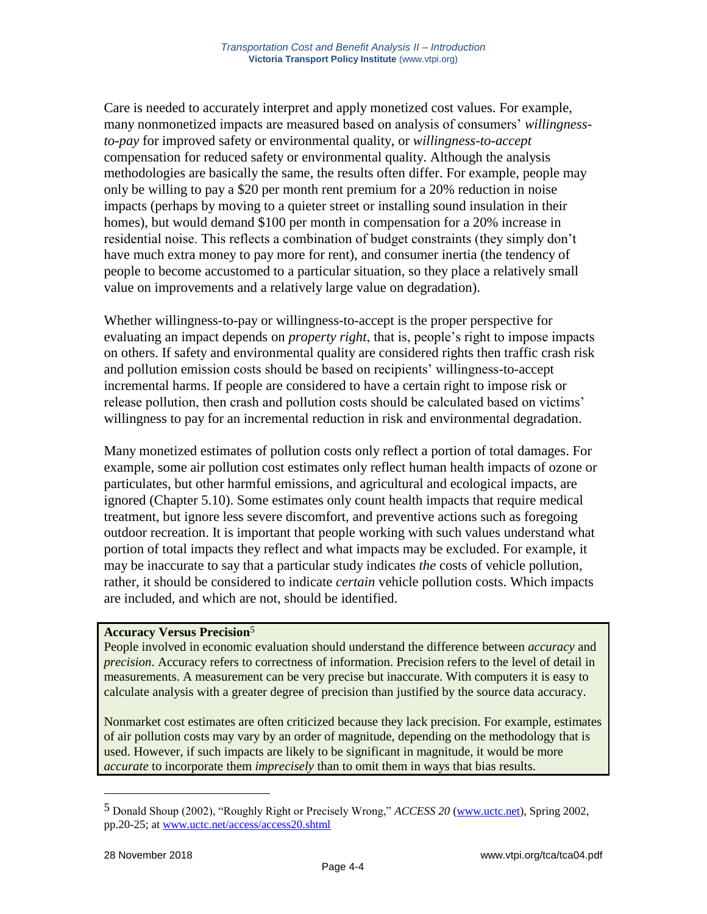Care is needed to accurately interpret and apply monetized cost values. For example, many nonmonetized impacts are measured based on analysis of consumers' *willingness-to-pay* for improved safety or environmental quality, or *willingness-to-accept* compensation for reduced safety or environmental quality. Although the analysis methodologies are basically the same, the results often differ. For example, people may only be willing to pay a $20 per month rent premium for a 20% reduction in noise impacts (perhaps by moving to a quieter street or installing sound insulation in their homes), but would demand $100 per month in compensation for a 20% increase in residential noise. This reflects a combination of budget constraints (they simply don't have much extra money to pay more for rent), and consumer inertia (the tendency of people to become accustomed to a particular situation, so they place a relatively small value on improvements and a relatively large value on degradation).

Whether willingness-to-pay or willingness-to-accept is the proper perspective for evaluating an impact depends on *property right*, that is, people's right to impose impacts on others. If safety and environmental quality are considered rights then traffic crash risk and pollution emission costs should be based on recipients' willingness-to-accept incremental harms. If people are considered to have a certain right to impose risk or release pollution, then crash and pollution costs should be calculated based on victims' willingness to pay for an incremental reduction in risk and environmental degradation.

Many monetized estimates of pollution costs only reflect a portion of total damages. For example, some air pollution cost estimates only reflect human health impacts of ozone or particulates, but other harmful emissions, and agricultural and ecological impacts, are ignored (Chapter 5.10). Some estimates only count health impacts that require medical treatment, but ignore less severe discomfort, and preventive actions such as foregoing outdoor recreation. It is important that people working with such values understand what portion of total impacts they reflect and what impacts may be excluded. For example, it may be inaccurate to say that a particular study indicates *the* costs of vehicle pollution, rather, it should be considered to indicate *certain* vehicle pollution costs. Which impacts are included, and which are not, should be identified.

**Accuracy Versus Precision**[5]

People involved in economic evaluation should understand the difference between *accuracy* and *precision*. Accuracy refers to correctness of information. Precision refers to the level of detail in measurements. A measurement can be very precise but inaccurate. With computers it is easy to calculate analysis with a greater degree of precision than justified by the source data accuracy.

Nonmarket cost estimates are often criticized because they lack precision. For example, estimates of air pollution costs may vary by an order of magnitude, depending on the methodology that is used. However, if such impacts are likely to be significant in magnitude, it would be more *accurate* to incorporate them *imprecisely* than to omit them in ways that bias results.

---

[5] Donald Shoup (2002), "Roughly Right or Precisely Wrong," *ACCESS 20* (www.uctc.net), Spring 2002, pp.20-25; at www.uctc.net/access/access20.shtml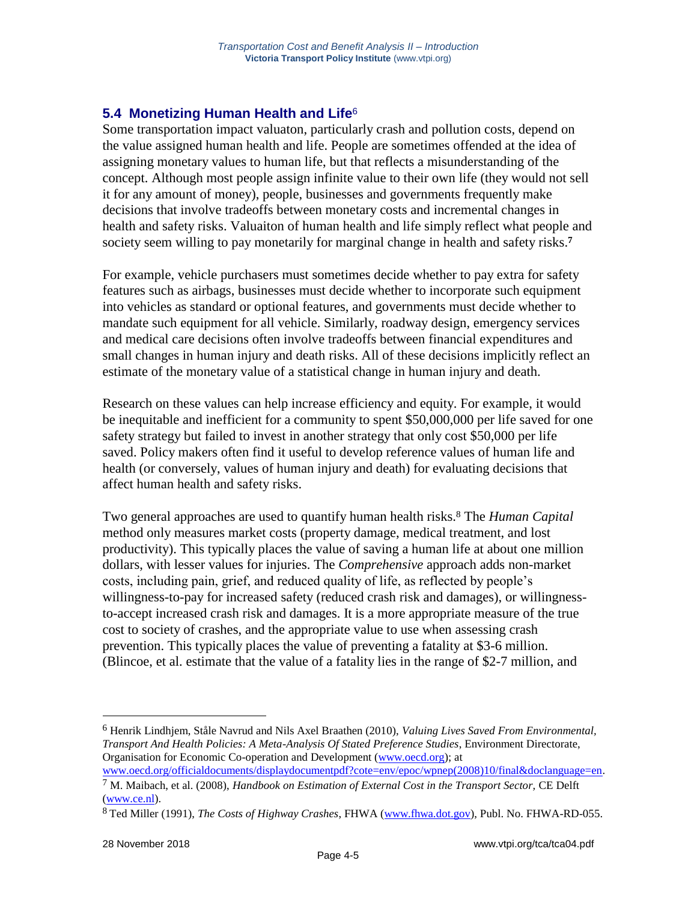## 5.4 Monetizing Human Health and Life[6]

Some transportation impact valuaton, particularly crash and pollution costs, depend on the value assigned human health and life. People are sometimes offended at the idea of assigning monetary values to human life, but that reflects a misunderstanding of the concept. Although most people assign infinite value to their own life (they would not sell it for any amount of money), people, businesses and governments frequently make decisions that involve tradeoffs between monetary costs and incremental changes in health and safety risks. Valuaiton of human health and life simply reflect what people and society seem willing to pay monetarily for marginal change in health and safety risks.[7]

For example, vehicle purchasers must sometimes decide whether to pay extra for safety features such as airbags, businesses must decide whether to incorporate such equipment into vehicles as standard or optional features, and governments must decide whether to mandate such equipment for all vehicle. Similarly, roadway design, emergency services and medical care decisions often involve tradeoffs between financial expenditures and small changes in human injury and death risks. All of these decisions implicitly reflect an estimate of the monetary value of a statistical change in human injury and death.

Research on these values can help increase efficiency and equity. For example, it would be inequitable and inefficient for a community to spent $50,000,000 per life saved for one safety strategy but failed to invest in another strategy that only cost $50,000 per life saved. Policy makers often find it useful to develop reference values of human life and health (or conversely, values of human injury and death) for evaluating decisions that affect human health and safety risks.

Two general approaches are used to quantify human health risks.[8] The *Human Capital* method only measures market costs (property damage, medical treatment, and lost productivity). This typically places the value of saving a human life at about one million dollars, with lesser values for injuries. The *Comprehensive* approach adds non-market costs, including pain, grief, and reduced quality of life, as reflected by people's willingness-to-pay for increased safety (reduced crash risk and damages), or willingness-to-accept increased crash risk and damages. It is a more appropriate measure of the true cost to society of crashes, and the appropriate value to use when assessing crash prevention. This typically places the value of preventing a fatality at $3-6 million. (Blincoe, et al. estimate that the value of a fatality lies in the range of $2-7 million, and

---

[6] Henrik Lindhjem, Ståle Navrud and Nils Axel Braathen (2010), *Valuing Lives Saved From Environmental, Transport And Health Policies: A Meta-Analysis Of Stated Preference Studies*, Environment Directorate, Organisation for Economic Co-operation and Development (www.oecd.org); at www.oecd.org/officialdocuments/displaydocumentpdf?cote=env/epoc/wpnep(2008)10/final&doclanguage=en.

[7] M. Maibach, et al. (2008), *Handbook on Estimation of External Cost in the Transport Sector,* CE Delft (www.ce.nl).

[8] Ted Miller (1991), *The Costs of Highway Crashes*, FHWA (www.fhwa.dot.gov), Publ. No. FHWA-RD-055.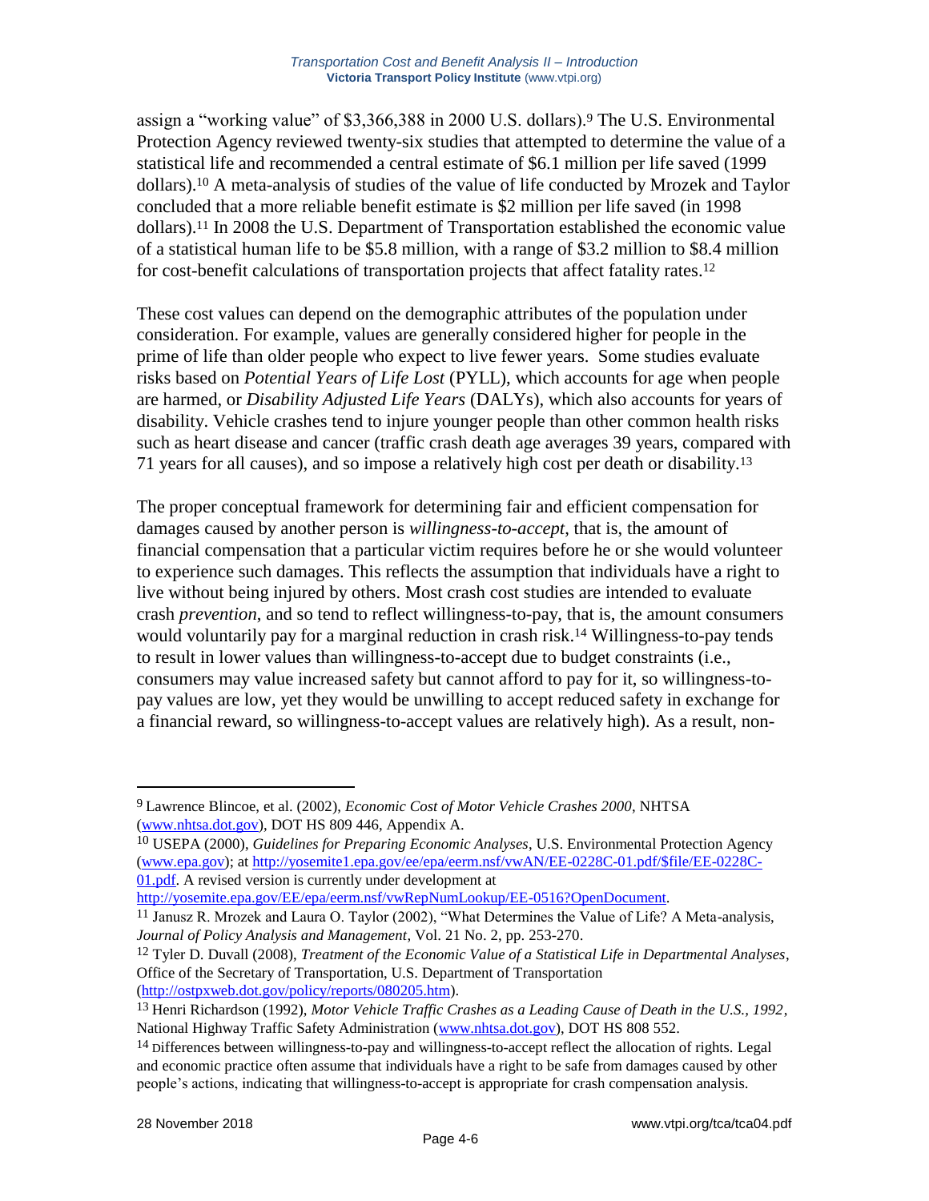assign a "working value" of $3,366,388 in 2000 U.S. dollars).[9] The U.S. Environmental Protection Agency reviewed twenty-six studies that attempted to determine the value of a statistical life and recommended a central estimate of $6.1 million per life saved (1999 dollars).[10] A meta-analysis of studies of the value of life conducted by Mrozek and Taylor concluded that a more reliable benefit estimate is $2 million per life saved (in 1998 dollars).[11] In 2008 the U.S. Department of Transportation established the economic value of a statistical human life to be $5.8 million, with a range of $3.2 million to $8.4 million for cost-benefit calculations of transportation projects that affect fatality rates.[12]

These cost values can depend on the demographic attributes of the population under consideration. For example, values are generally considered higher for people in the prime of life than older people who expect to live fewer years. Some studies evaluate risks based on *Potential Years of Life Lost* (PYLL), which accounts for age when people are harmed, or *Disability Adjusted Life Years* (DALYs), which also accounts for years of disability. Vehicle crashes tend to injure younger people than other common health risks such as heart disease and cancer (traffic crash death age averages 39 years, compared with 71 years for all causes), and so impose a relatively high cost per death or disability.[13]

The proper conceptual framework for determining fair and efficient compensation for damages caused by another person is *willingness-to-accept*, that is, the amount of financial compensation that a particular victim requires before he or she would volunteer to experience such damages. This reflects the assumption that individuals have a right to live without being injured by others. Most crash cost studies are intended to evaluate crash *prevention*, and so tend to reflect willingness-to-pay, that is, the amount consumers would voluntarily pay for a marginal reduction in crash risk.[14] Willingness-to-pay tends to result in lower values than willingness-to-accept due to budget constraints (i.e., consumers may value increased safety but cannot afford to pay for it, so willingness-to-pay values are low, yet they would be unwilling to accept reduced safety in exchange for a financial reward, so willingness-to-accept values are relatively high). As a result, non-

---

[9] Lawrence Blincoe, et al. (2002), *Economic Cost of Motor Vehicle Crashes 2000*, NHTSA (www.nhtsa.dot.gov), DOT HS 809 446, Appendix A.

[10] USEPA (2000), *Guidelines for Preparing Economic Analyses*, U.S. Environmental Protection Agency (www.epa.gov); at http://yosemite1.epa.gov/ee/epa/eerm.nsf/vwAN/EE-0228C-01.pdf/$file/EE-0228C-01.pdf. A revised version is currently under development at http://yosemite.epa.gov/EE/epa/eerm.nsf/vwRepNumLookup/EE-0516?OpenDocument.

[11] Janusz R. Mrozek and Laura O. Taylor (2002), "What Determines the Value of Life? A Meta-analysis, *Journal of Policy Analysis and Management*, Vol. 21 No. 2, pp. 253-270.

[12] Tyler D. Duvall (2008), *Treatment of the Economic Value of a Statistical Life in Departmental Analyses*, Office of the Secretary of Transportation, U.S. Department of Transportation (http://ostpxweb.dot.gov/policy/reports/080205.htm).

[13] Henri Richardson (1992), *Motor Vehicle Traffic Crashes as a Leading Cause of Death in the U.S., 1992*, National Highway Traffic Safety Administration (www.nhtsa.dot.gov), DOT HS 808 552.

[14] Differences between willingness-to-pay and willingness-to-accept reflect the allocation of rights. Legal and economic practice often assume that individuals have a right to be safe from damages caused by other people's actions, indicating that willingness-to-accept is appropriate for crash compensation analysis.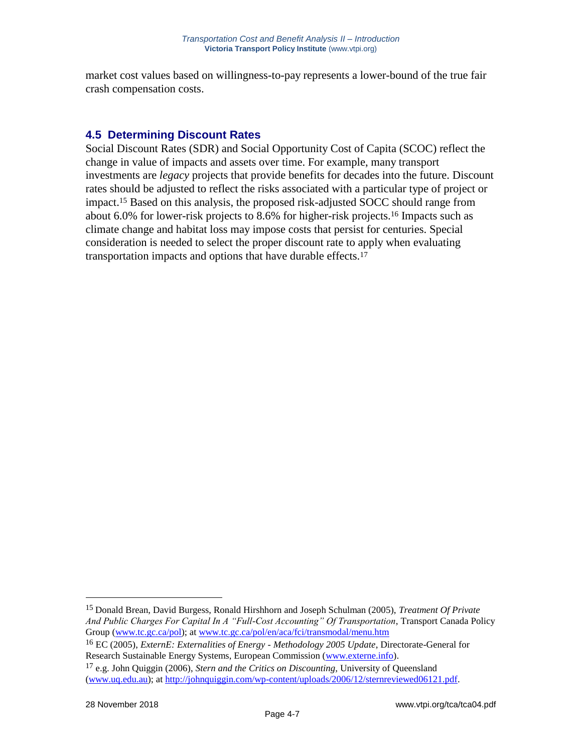market cost values based on willingness-to-pay represents a lower-bound of the true fair crash compensation costs.

## 4.5 Determining Discount Rates

Social Discount Rates (SDR) and Social Opportunity Cost of Capita (SCOC) reflect the change in value of impacts and assets over time. For example, many transport investments are *legacy* projects that provide benefits for decades into the future. Discount rates should be adjusted to reflect the risks associated with a particular type of project or impact.[15] Based on this analysis, the proposed risk-adjusted SOCC should range from about 6.0% for lower-risk projects to 8.6% for higher-risk projects.[16] Impacts such as climate change and habitat loss may impose costs that persist for centuries. Special consideration is needed to select the proper discount rate to apply when evaluating transportation impacts and options that have durable effects.[17]

---

[15] Donald Brean, David Burgess, Ronald Hirshhorn and Joseph Schulman (2005), *Treatment Of Private And Public Charges For Capital In A "Full-Cost Accounting" Of Transportation*, Transport Canada Policy Group (www.tc.gc.ca/pol); at www.tc.gc.ca/pol/en/aca/fci/transmodal/menu.htm

[16] EC (2005), *ExternE: Externalities of Energy - Methodology 2005 Update*, Directorate-General for Research Sustainable Energy Systems, European Commission (www.externe.info).

[17] e.g. John Quiggin (2006), *Stern and the Critics on Discounting*, University of Queensland (www.uq.edu.au); at http://johnquiggin.com/wp-content/uploads/2006/12/sternreviewed06121.pdf.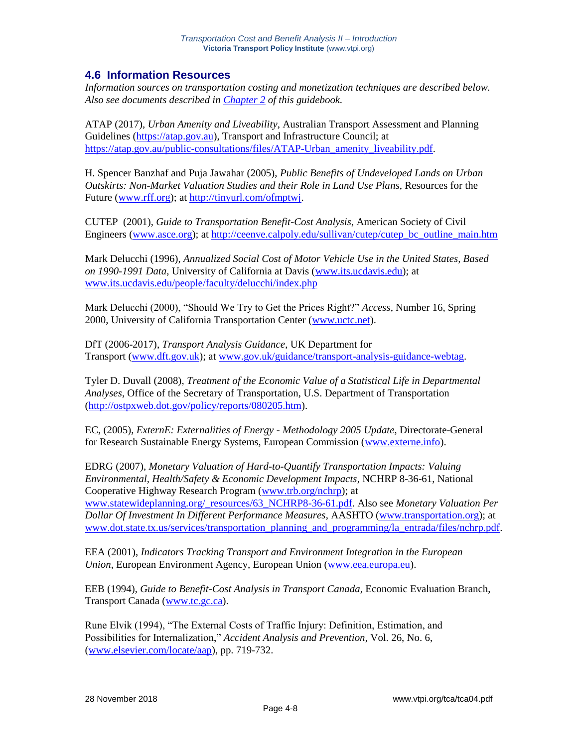## 4.6 Information Resources

*Information sources on transportation costing and monetization techniques are described below. Also see documents described in [Chapter 2](Chapter 2) of this guidebook.*

ATAP (2017), *Urban Amenity and Liveability*, Australian Transport Assessment and Planning Guidelines (https://atap.gov.au), Transport and Infrastructure Council; at https://atap.gov.au/public-consultations/files/ATAP-Urban_amenity_liveability.pdf.

H. Spencer Banzhaf and Puja Jawahar (2005), *Public Benefits of Undeveloped Lands on Urban Outskirts: Non-Market Valuation Studies and their Role in Land Use Plans*, Resources for the Future (www.rff.org); at http://tinyurl.com/ofmptwj.

CUTEP (2001), *Guide to Transportation Benefit-Cost Analysis*, American Society of Civil Engineers (www.asce.org); at http://ceenve.calpoly.edu/sullivan/cutep/cutep_bc_outline_main.htm

Mark Delucchi (1996), *Annualized Social Cost of Motor Vehicle Use in the United States, Based on 1990-1991 Data*, University of California at Davis (www.its.ucdavis.edu); at www.its.ucdavis.edu/people/faculty/delucchi/index.php

Mark Delucchi (2000), "Should We Try to Get the Prices Right?" *Access*, Number 16, Spring 2000, University of California Transportation Center (www.uctc.net).

DfT (2006-2017), *Transport Analysis Guidance*, UK Department for Transport (www.dft.gov.uk); at www.gov.uk/guidance/transport-analysis-guidance-webtag.

Tyler D. Duvall (2008), *Treatment of the Economic Value of a Statistical Life in Departmental Analyses*, Office of the Secretary of Transportation, U.S. Department of Transportation (http://ostpxweb.dot.gov/policy/reports/080205.htm).

EC, (2005), *ExternE: Externalities of Energy - Methodology 2005 Update*, Directorate-General for Research Sustainable Energy Systems, European Commission (www.externe.info).

EDRG (2007), *Monetary Valuation of Hard-to-Quantify Transportation Impacts: Valuing Environmental, Health/Safety & Economic Development Impacts*, NCHRP 8-36-61, National Cooperative Highway Research Program (www.trb.org/nchrp); at www.statewideplanning.org/_resources/63_NCHRP8-36-61.pdf. Also see *Monetary Valuation Per Dollar Of Investment In Different Performance Measures*, AASHTO (www.transportation.org); at www.dot.state.tx.us/services/transportation_planning_and_programming/la_entrada/files/nchrp.pdf.

EEA (2001), *Indicators Tracking Transport and Environment Integration in the European Union*, European Environment Agency, European Union (www.eea.europa.eu).

EEB (1994), *Guide to Benefit-Cost Analysis in Transport Canada*, Economic Evaluation Branch, Transport Canada (www.tc.gc.ca).

Rune Elvik (1994), "The External Costs of Traffic Injury: Definition, Estimation, and Possibilities for Internalization," *Accident Analysis and Prevention*, Vol. 26, No. 6, (www.elsevier.com/locate/aap), pp. 719-732.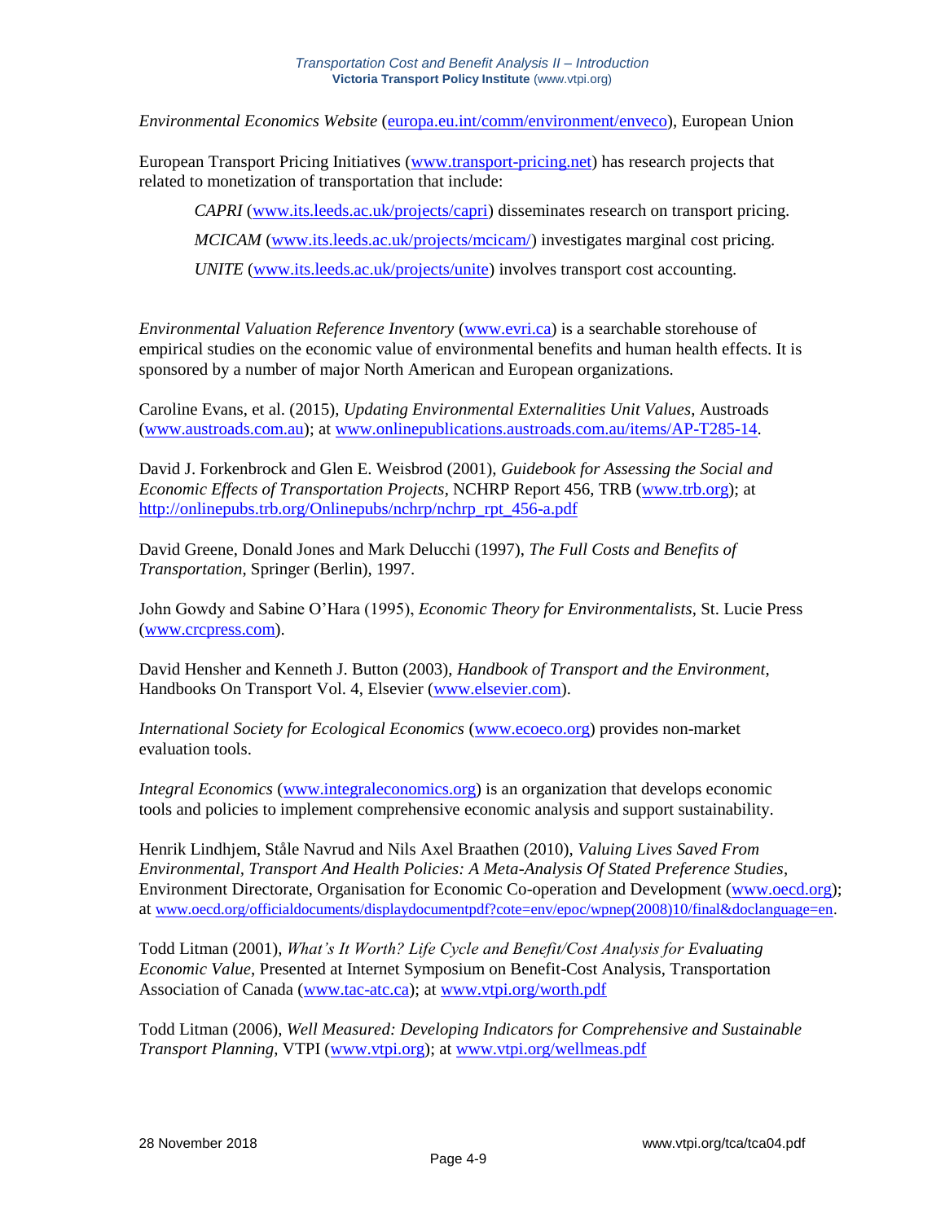*Environmental Economics Website* (europa.eu.int/comm/environment/enveco), European Union

European Transport Pricing Initiatives (www.transport-pricing.net) has research projects that related to monetization of transportation that include:

> *CAPRI* (www.its.leeds.ac.uk/projects/capri) disseminates research on transport pricing.
>
> *MCICAM* (www.its.leeds.ac.uk/projects/mcicam/) investigates marginal cost pricing.
>
> *UNITE* (www.its.leeds.ac.uk/projects/unite) involves transport cost accounting.

*Environmental Valuation Reference Inventory* (www.evri.ca) is a searchable storehouse of empirical studies on the economic value of environmental benefits and human health effects. It is sponsored by a number of major North American and European organizations.

Caroline Evans, et al. (2015), *Updating Environmental Externalities Unit Values*, Austroads (www.austroads.com.au); at www.onlinepublications.austroads.com.au/items/AP-T285-14.

David J. Forkenbrock and Glen E. Weisbrod (2001), *Guidebook for Assessing the Social and Economic Effects of Transportation Projects*, NCHRP Report 456, TRB (www.trb.org); at http://onlinepubs.trb.org/Onlinepubs/nchrp/nchrp_rpt_456-a.pdf

David Greene, Donald Jones and Mark Delucchi (1997), *The Full Costs and Benefits of Transportation*, Springer (Berlin), 1997.

John Gowdy and Sabine O'Hara (1995), *Economic Theory for Environmentalists*, St. Lucie Press (www.crcpress.com).

David Hensher and Kenneth J. Button (2003), *Handbook of Transport and the Environment*, Handbooks On Transport Vol. 4, Elsevier (www.elsevier.com).

*International Society for Ecological Economics* (www.ecoeco.org) provides non-market evaluation tools.

*Integral Economics* (www.integraleconomics.org) is an organization that develops economic tools and policies to implement comprehensive economic analysis and support sustainability.

Henrik Lindhjem, Ståle Navrud and Nils Axel Braathen (2010), *Valuing Lives Saved From Environmental, Transport And Health Policies: A Meta-Analysis Of Stated Preference Studies*, Environment Directorate, Organisation for Economic Co-operation and Development (www.oecd.org); at www.oecd.org/officialdocuments/displaydocumentpdf?cote=env/epoc/wpnep(2008)10/final&doclanguage=en.

Todd Litman (2001), *What's It Worth? Life Cycle and Benefit/Cost Analysis for Evaluating Economic Value*, Presented at Internet Symposium on Benefit-Cost Analysis, Transportation Association of Canada (www.tac-atc.ca); at www.vtpi.org/worth.pdf

Todd Litman (2006), *Well Measured: Developing Indicators for Comprehensive and Sustainable Transport Planning*, VTPI (www.vtpi.org); at www.vtpi.org/wellmeas.pdf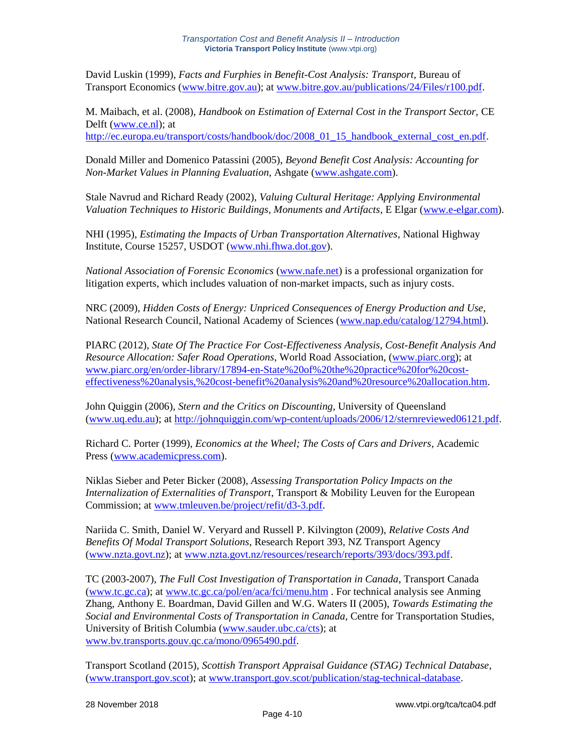David Luskin (1999), *Facts and Furphies in Benefit-Cost Analysis: Transport*, Bureau of Transport Economics (www.bitre.gov.au); at www.bitre.gov.au/publications/24/Files/r100.pdf.

M. Maibach, et al. (2008), *Handbook on Estimation of External Cost in the Transport Sector*, CE Delft (www.ce.nl); at http://ec.europa.eu/transport/costs/handbook/doc/2008_01_15_handbook_external_cost_en.pdf.

Donald Miller and Domenico Patassini (2005), *Beyond Benefit Cost Analysis: Accounting for Non-Market Values in Planning Evaluation*, Ashgate (www.ashgate.com).

Stale Navrud and Richard Ready (2002), *Valuing Cultural Heritage: Applying Environmental Valuation Techniques to Historic Buildings, Monuments and Artifacts*, E Elgar (www.e-elgar.com).

NHI (1995), *Estimating the Impacts of Urban Transportation Alternatives*, National Highway Institute, Course 15257, USDOT (www.nhi.fhwa.dot.gov).

*National Association of Forensic Economics* (www.nafe.net) is a professional organization for litigation experts, which includes valuation of non-market impacts, such as injury costs.

NRC (2009), *Hidden Costs of Energy: Unpriced Consequences of Energy Production and Use*, National Research Council, National Academy of Sciences (www.nap.edu/catalog/12794.html).

PIARC (2012), *State Of The Practice For Cost-Effectiveness Analysis, Cost-Benefit Analysis And Resource Allocation: Safer Road Operations*, World Road Association, (www.piarc.org); at www.piarc.org/en/order-library/17894-en-State%20of%20the%20practice%20for%20cost-effectiveness%20analysis,%20cost-benefit%20analysis%20and%20resource%20allocation.htm.

John Quiggin (2006), *Stern and the Critics on Discounting,* University of Queensland (www.uq.edu.au); at http://johnquiggin.com/wp-content/uploads/2006/12/sternreviewed06121.pdf.

Richard C. Porter (1999), *Economics at the Wheel; The Costs of Cars and Drivers*, Academic Press (www.academicpress.com).

Niklas Sieber and Peter Bicker (2008), *Assessing Transportation Policy Impacts on the Internalization of Externalities of Transport*, Transport & Mobility Leuven for the European Commission; at www.tmleuven.be/project/refit/d3-3.pdf.

Nariida C. Smith, Daniel W. Veryard and Russell P. Kilvington (2009), *Relative Costs And Benefits Of Modal Transport Solutions*, Research Report 393, NZ Transport Agency (www.nzta.govt.nz); at www.nzta.govt.nz/resources/research/reports/393/docs/393.pdf.

TC (2003-2007), *The Full Cost Investigation of Transportation in Canada*, Transport Canada (www.tc.gc.ca); at www.tc.gc.ca/pol/en/aca/fci/menu.htm . For technical analysis see Anming Zhang, Anthony E. Boardman, David Gillen and W.G. Waters II (2005), *Towards Estimating the Social and Environmental Costs of Transportation in Canada*, Centre for Transportation Studies, University of British Columbia (www.sauder.ubc.ca/cts); at www.bv.transports.gouv.qc.ca/mono/0965490.pdf.

Transport Scotland (2015), *Scottish Transport Appraisal Guidance (STAG) Technical Database*, (www.transport.gov.scot); at www.transport.gov.scot/publication/stag-technical-database.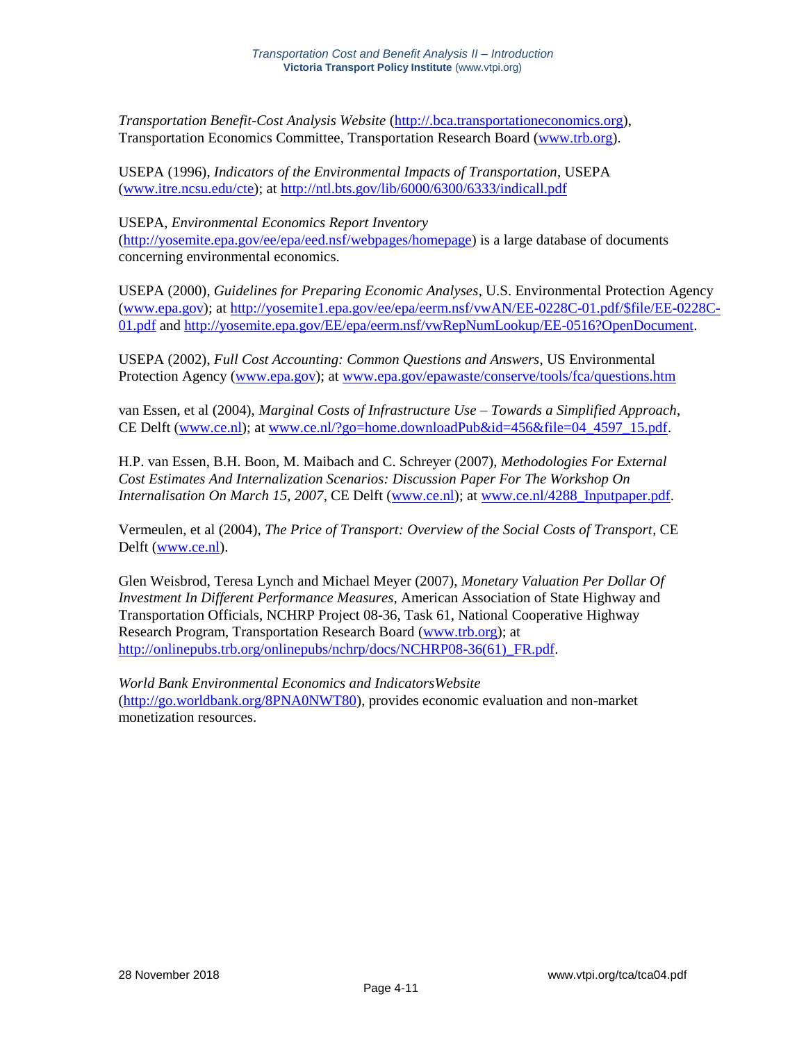*Transportation Benefit-Cost Analysis Website* (http://.bca.transportationeconomics.org), Transportation Economics Committee, Transportation Research Board (www.trb.org).

USEPA (1996), *Indicators of the Environmental Impacts of Transportation*, USEPA (www.itre.ncsu.edu/cte); at http://ntl.bts.gov/lib/6000/6300/6333/indicall.pdf

USEPA, *Environmental Economics Report Inventory* (http://yosemite.epa.gov/ee/epa/eed.nsf/webpages/homepage) is a large database of documents concerning environmental economics.

USEPA (2000), *Guidelines for Preparing Economic Analyses*, U.S. Environmental Protection Agency (www.epa.gov); at http://yosemite1.epa.gov/ee/epa/eerm.nsf/vwAN/EE-0228C-01.pdf/$file/EE-0228C-01.pdf and http://yosemite.epa.gov/EE/epa/eerm.nsf/vwRepNumLookup/EE-0516?OpenDocument.

USEPA (2002), *Full Cost Accounting: Common Questions and Answers*, US Environmental Protection Agency (www.epa.gov); at www.epa.gov/epawaste/conserve/tools/fca/questions.htm

van Essen, et al (2004), *Marginal Costs of Infrastructure Use – Towards a Simplified Approach*, CE Delft (www.ce.nl); at www.ce.nl/?go=home.downloadPub&id=456&file=04_4597_15.pdf.

H.P. van Essen, B.H. Boon, M. Maibach and C. Schreyer (2007), *Methodologies For External Cost Estimates And Internalization Scenarios: Discussion Paper For The Workshop On Internalisation On March 15, 2007*, CE Delft (www.ce.nl); at www.ce.nl/4288_Inputpaper.pdf.

Vermeulen, et al (2004), *The Price of Transport: Overview of the Social Costs of Transport*, CE Delft (www.ce.nl).

Glen Weisbrod, Teresa Lynch and Michael Meyer (2007), *Monetary Valuation Per Dollar Of Investment In Different Performance Measures*, American Association of State Highway and Transportation Officials, NCHRP Project 08-36, Task 61, National Cooperative Highway Research Program, Transportation Research Board (www.trb.org); at http://onlinepubs.trb.org/onlinepubs/nchrp/docs/NCHRP08-36(61)_FR.pdf.

*World Bank Environmental Economics and IndicatorsWebsite* (http://go.worldbank.org/8PNA0NWT80), provides economic evaluation and non-market monetization resources.